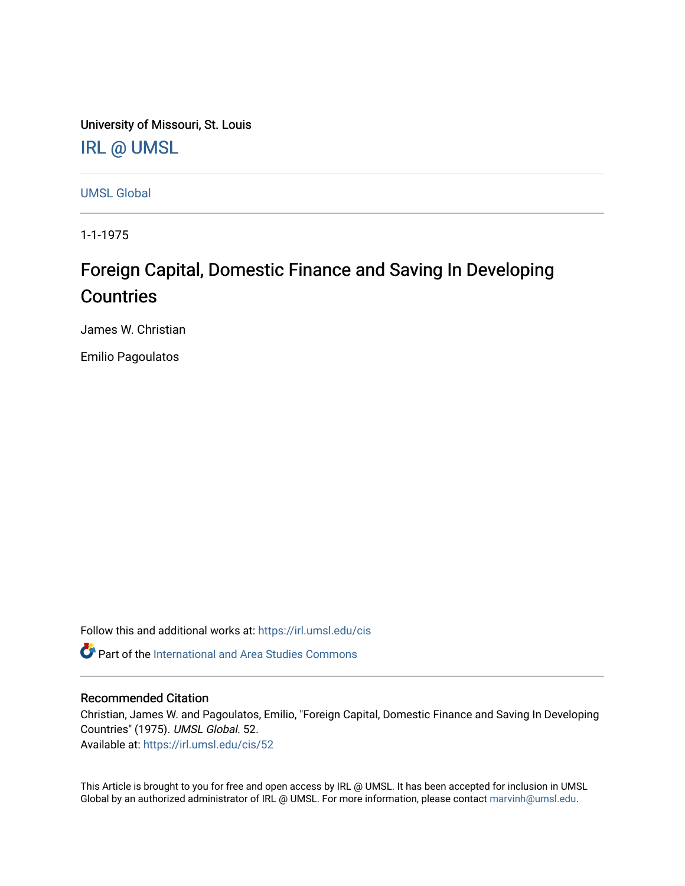University of Missouri, St. Louis

IRL @ UMSL

UMSL Global

1-1-1975

# Foreign Capital, Domestic Finance and Saving In Developing Countries

James W. Christian

Emilio Pagoulatos

Follow this and additional works at: https://irl.umsl.edu/cis

Part of the International and Area Studies Commons

## Recommended Citation

Christian, James W. and Pagoulatos, Emilio, "Foreign Capital, Domestic Finance and Saving In Developing Countries" (1975). *UMSL Global*. 52.
Available at: https://irl.umsl.edu/cis/52

This Article is brought to you for free and open access by IRL @ UMSL. It has been accepted for inclusion in UMSL Global by an authorized administrator of IRL @ UMSL. For more information, please contact marvinh@umsl.edu.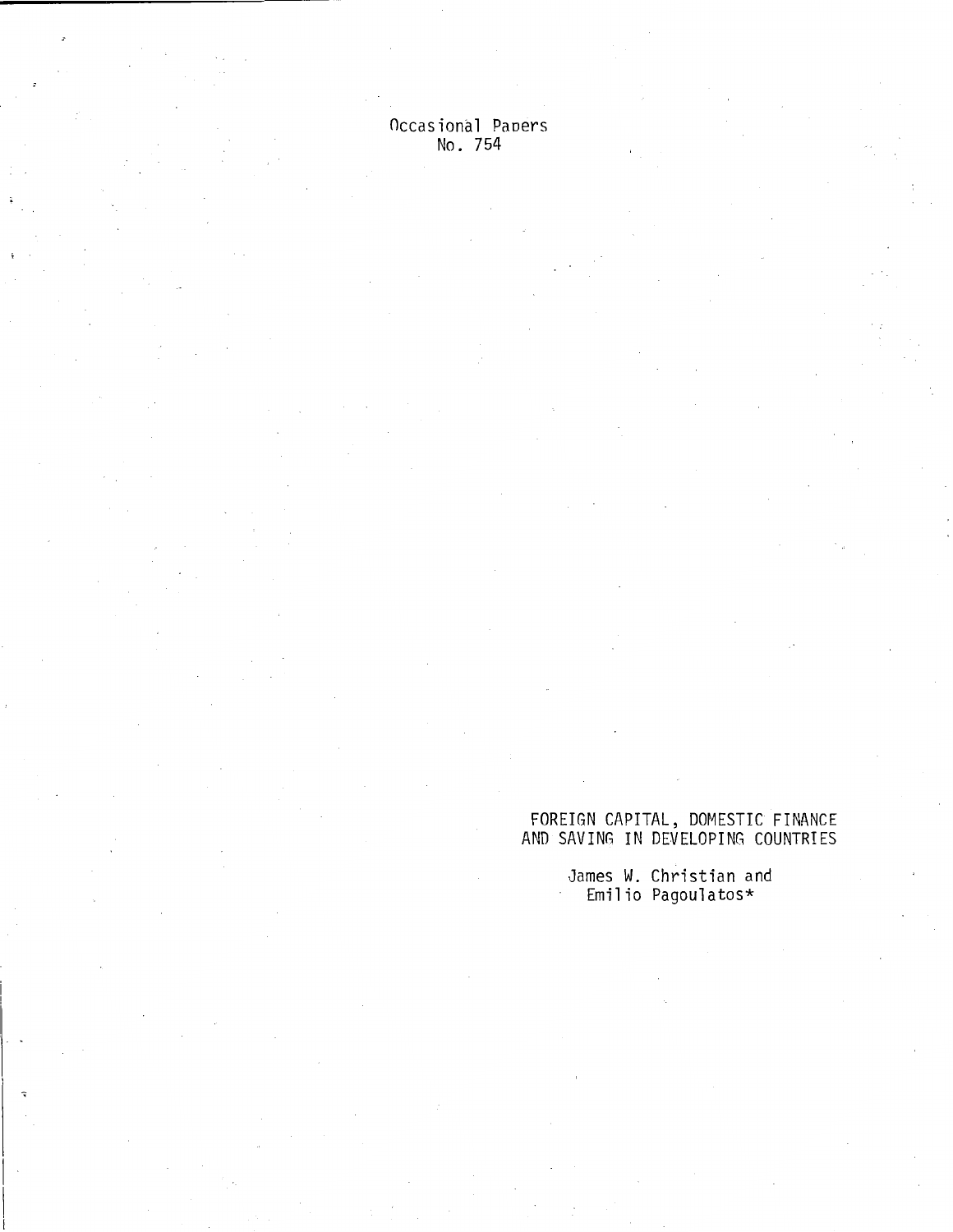Occasional Papers
No. 754

# FOREIGN CAPITAL, DOMESTIC FINANCE AND SAVING IN DEVELOPING COUNTRIES

James W. Christian and Emilio Pagoulatos*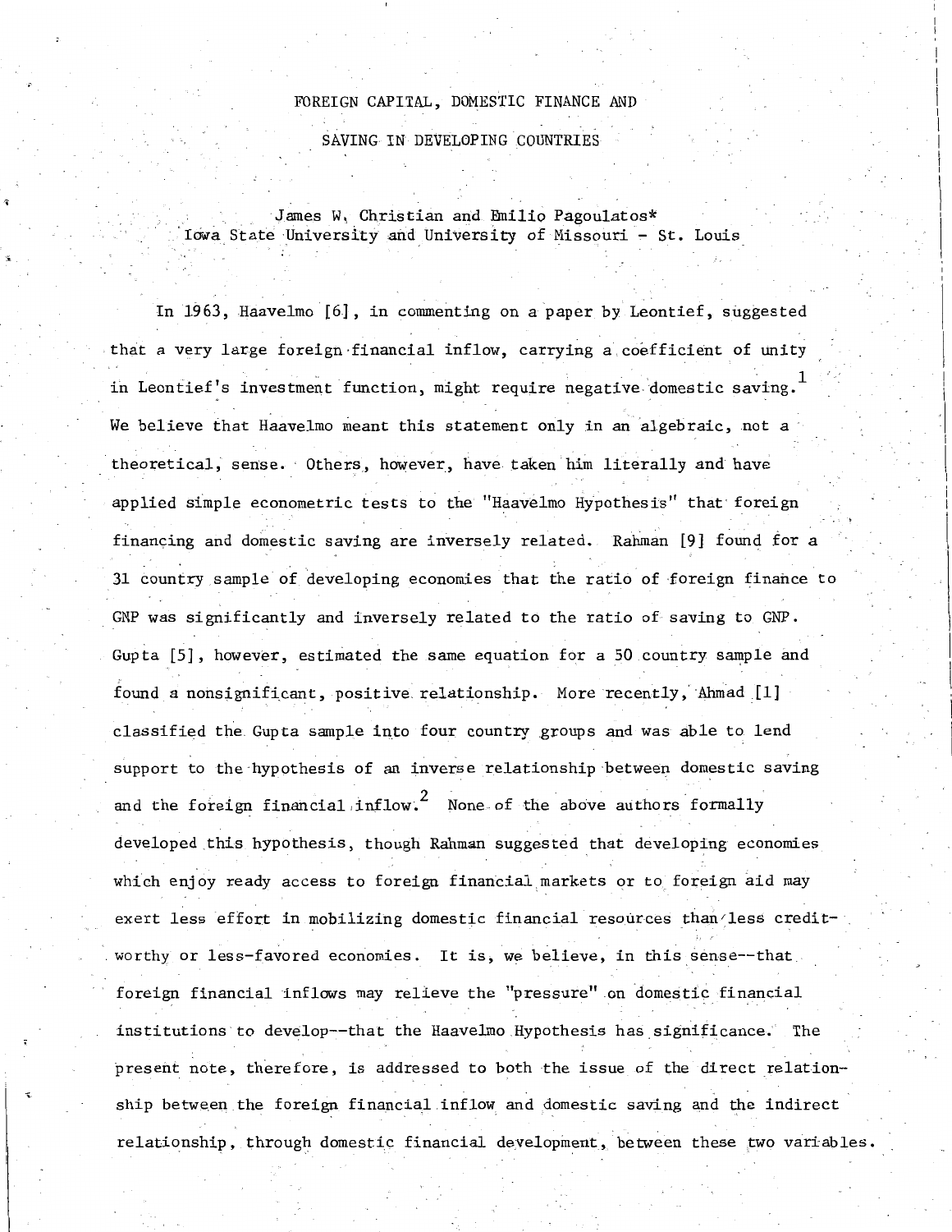# FOREIGN CAPITAL, DOMESTIC FINANCE AND SAVING IN DEVELOPING COUNTRIES

James W. Christian and Emilio Pagoulatos*
Iowa State University and University of Missouri - St. Louis

In 1963, Haavelmo [6], in commenting on a paper by Leontief, suggested that a very large foreign financial inflow, carrying a coefficient of unity in Leontief's investment function, might require negative domestic saving.[1] We believe that Haavelmo meant this statement only in an algebraic, not a theoretical, sense. Others, however, have taken him literally and have applied simple econometric tests to the "Haavelmo Hypothesis" that foreign financing and domestic saving are inversely related. Rahman [9] found for a 31 country sample of developing economies that the ratio of foreign finance to GNP was significantly and inversely related to the ratio of saving to GNP. Gupta [5], however, estimated the same equation for a 50 country sample and found a nonsignificant, positive relationship. More recently, Ahmad [1] classified the Gupta sample into four country groups and was able to lend support to the hypothesis of an inverse relationship between domestic saving and the foreign financial inflow.[2] None of the above authors formally developed this hypothesis, though Rahman suggested that developing economies which enjoy ready access to foreign financial markets or to foreign aid may exert less effort in mobilizing domestic financial resources than less credit-worthy or less-favored economies. It is, we believe, in this sense--that foreign financial inflows may relieve the "pressure" on domestic financial institutions to develop--that the Haavelmo Hypothesis has significance. The present note, therefore, is addressed to both the issue of the direct relationship between the foreign financial inflow and domestic saving and the indirect relationship, through domestic financial development, between these two variables.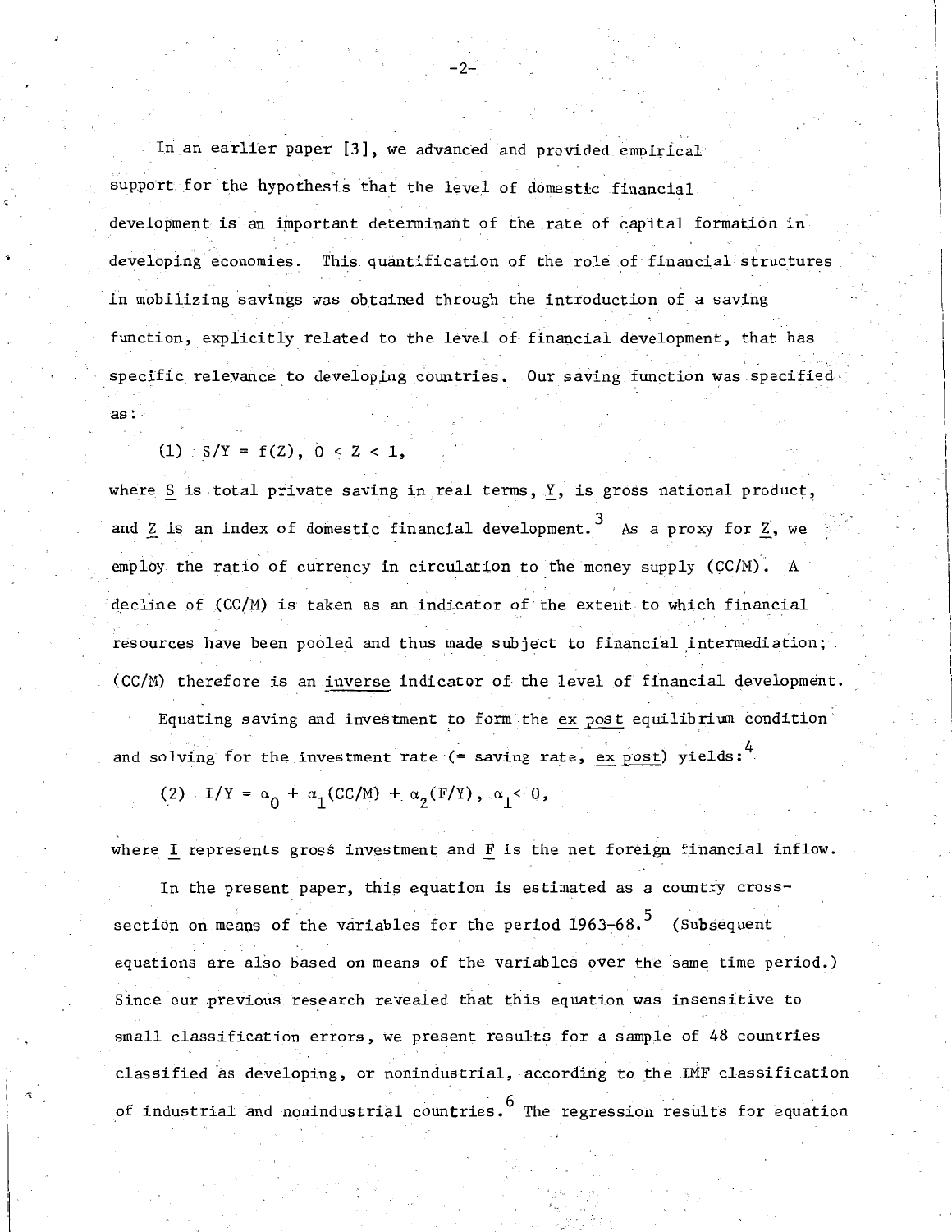In an earlier paper [3], we advanced and provided empirical support for the hypothesis that the level of domestic financial development is an important determinant of the rate of capital formation in developing economies. This quantification of the role of financial structures in mobilizing savings was obtained through the introduction of a saving function, explicitly related to the level of financial development, that has specific relevance to developing countries. Our saving function was specified as:

(1) $S/Y = f(Z), \; 0 < Z < 1,$

where $\underline{S}$ is total private saving in real terms, $\underline{Y}$, is gross national product, and $\underline{Z}$ is an index of domestic financial development.[3] As a proxy for $\underline{Z}$, we employ the ratio of currency in circulation to the money supply (CC/M). A decline of (CC/M) is taken as an indicator of the extent to which financial resources have been pooled and thus made subject to financial intermediation; (CC/M) therefore is an inverse indicator of the level of financial development.

Equating saving and investment to form the *ex post* equilibrium condition and solving for the investment rate (= saving rate, *ex post*) yields:[4]

(2) $I/Y = \alpha_0 + \alpha_1(CC/M) + \alpha_2(F/Y), \; \alpha_1 < 0,$

where $\underline{I}$ represents gross investment and $\underline{F}$ is the net foreign financial inflow.

In the present paper, this equation is estimated as a country cross-section on means of the variables for the period 1963-68.[5] (Subsequent equations are also based on means of the variables over the same time period.) Since our previous research revealed that this equation was insensitive to small classification errors, we present results for a sample of 48 countries classified as developing, or nonindustrial, according to the IMF classification of industrial and nonindustrial countries.[6] The regression results for equation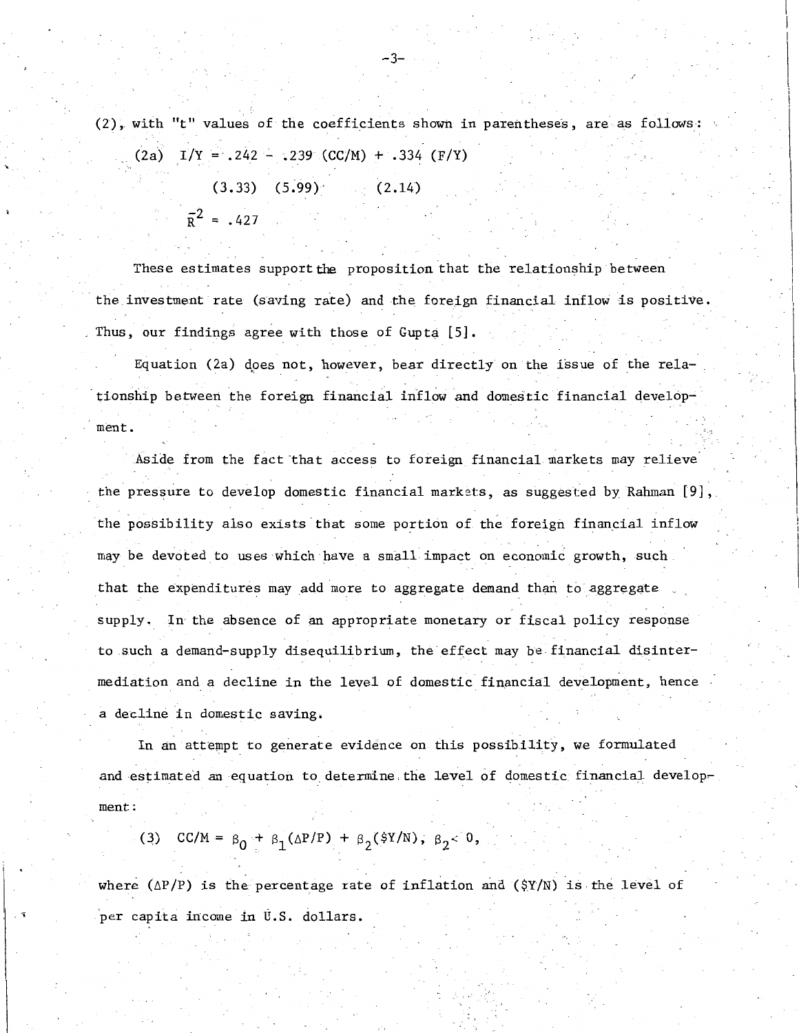(2), with "t" values of the coefficients shown in parentheses, are as follows:

$$\text{(2a)} \quad I/Y = .242 - .239\,(CC/M) + .334\,(F/Y)$$

$$(3.33) \quad (5.99) \quad (2.14)$$

$$\bar{R}^2 = .427$$

These estimates support the proposition that the relationship between the investment rate (saving rate) and the foreign financial inflow is positive. Thus, our findings agree with those of Gupta [5].

Equation (2a) does not, however, bear directly on the issue of the relationship between the foreign financial inflow and domestic financial development.

Aside from the fact that access to foreign financial markets may relieve the pressure to develop domestic financial markets, as suggested by Rahman [9], the possibility also exists that some portion of the foreign financial inflow may be devoted to uses which have a small impact on economic growth, such that the expenditures may add more to aggregate demand than to aggregate supply. In the absence of an appropriate monetary or fiscal policy response to such a demand-supply disequilibrium, the effect may be financial disintermediation and a decline in the level of domestic financial development, hence a decline in domestic saving.

In an attempt to generate evidence on this possibility, we formulated and estimated an equation to determine the level of domestic financial development:

$$\text{(3)} \quad CC/M = \beta_0 + \beta_1(\Delta P/P) + \beta_2(\$Y/N),\ \beta_2 < 0,$$

where $(\Delta P/P)$ is the percentage rate of inflation and $(\$Y/N)$ is the level of per capita income in U.S. dollars.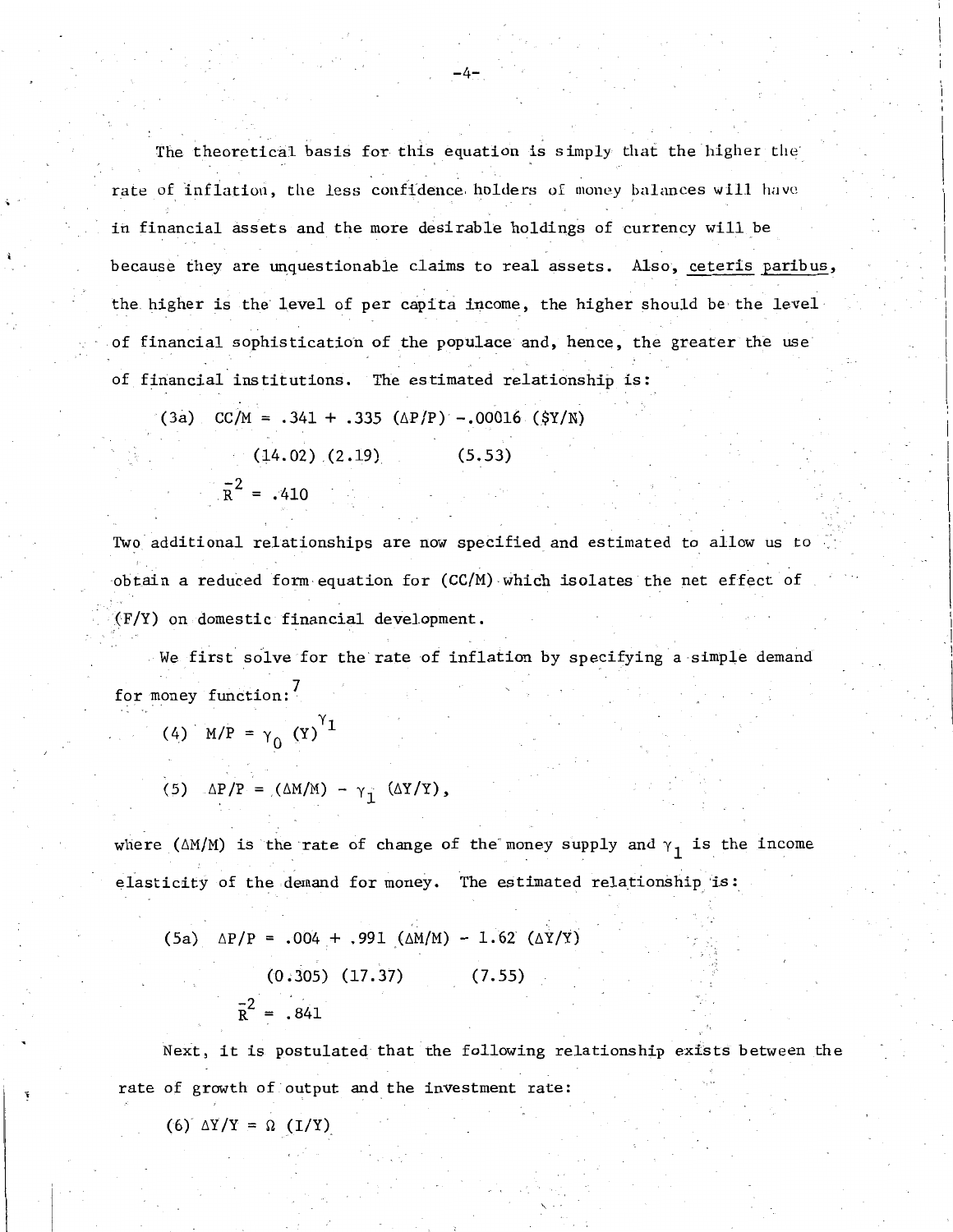The theoretical basis for this equation is simply that the higher the rate of inflation, the less confidence holders of money balances will have in financial assets and the more desirable holdings of currency will be because they are unquestionable claims to real assets. Also, _ceteris paribus_, the higher is the level of per capita income, the higher should be the level of financial sophistication of the populace and, hence, the greater the use of financial institutions. The estimated relationship is:

$$\text{(3a)} \quad CC/M = .341 + .335\ (\Delta P/P) - .00016\ (\$Y/N)$$

$$(14.02) \quad (2.19) \qquad (5.53)$$

$$\bar{R}^2 = .410$$

Two additional relationships are now specified and estimated to allow us to obtain a reduced form equation for (CC/M) which isolates the net effect of (F/Y) on domestic financial development.

We first solve for the rate of inflation by specifying a simple demand for money function:[7]

$$\text{(4)} \quad M/P = \gamma_0\ (Y)^{\gamma_1}$$

$$\text{(5)} \quad \Delta P/P = (\Delta M/M) - \gamma_1\ (\Delta Y/Y),$$

where $(\Delta M/M)$ is the rate of change of the money supply and $\gamma_1$ is the income elasticity of the demand for money. The estimated relationship is:

$$\text{(5a)} \quad \Delta P/P = .004 + .991\ (\Delta M/M) - 1.62\ (\Delta Y/Y)$$

$$(0.305) \quad (17.37) \qquad (7.55)$$

$$\bar{R}^2 = .841$$

Next, it is postulated that the following relationship exists between the rate of growth of output and the investment rate:

$$\text{(6)} \quad \Delta Y/Y = \Omega\ (I/Y)$$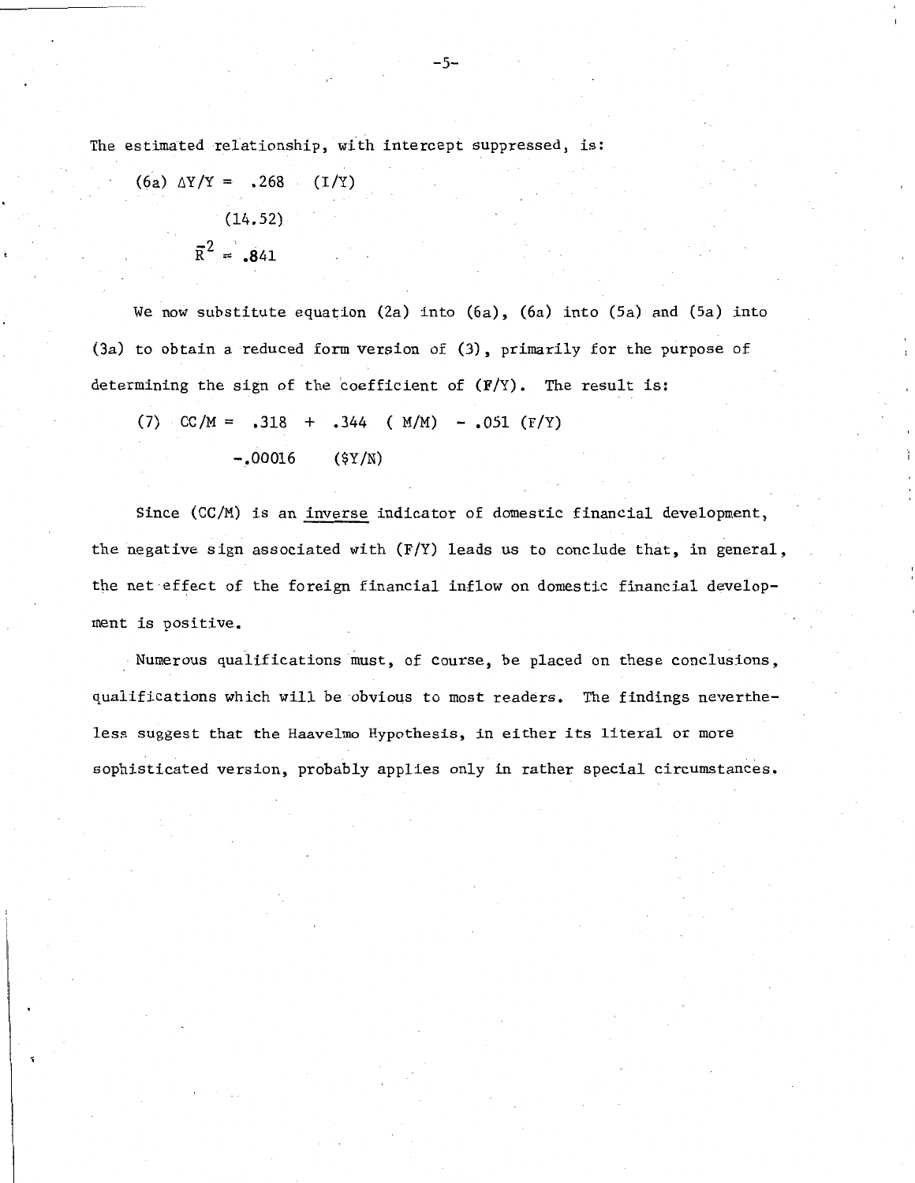The estimated relationship, with intercept suppressed, is:

$$(6a)\quad \Delta Y/Y = .268\ (I/Y)$$
$$(14.52)$$
$$\bar{R}^2 = .841$$

We now substitute equation (2a) into (6a), (6a) into (5a) and (5a) into (3a) to obtain a reduced form version of (3), primarily for the purpose of determining the sign of the coefficient of (F/Y). The result is:

$$(7)\quad CC/M = .318 + .344\ (\ M/M) - .051\ (F/Y)$$
$$-.00016\quad (\$Y/N)$$

Since (CC/M) is an <u>inverse</u> indicator of domestic financial development, the negative sign associated with (F/Y) leads us to conclude that, in general, the net effect of the foreign financial inflow on domestic financial development is positive.

Numerous qualifications must, of course, be placed on these conclusions, qualifications which will be obvious to most readers. The findings nevertheless suggest that the Haavelmo Hypothesis, in either its literal or more sophisticated version, probably applies only in rather special circumstances.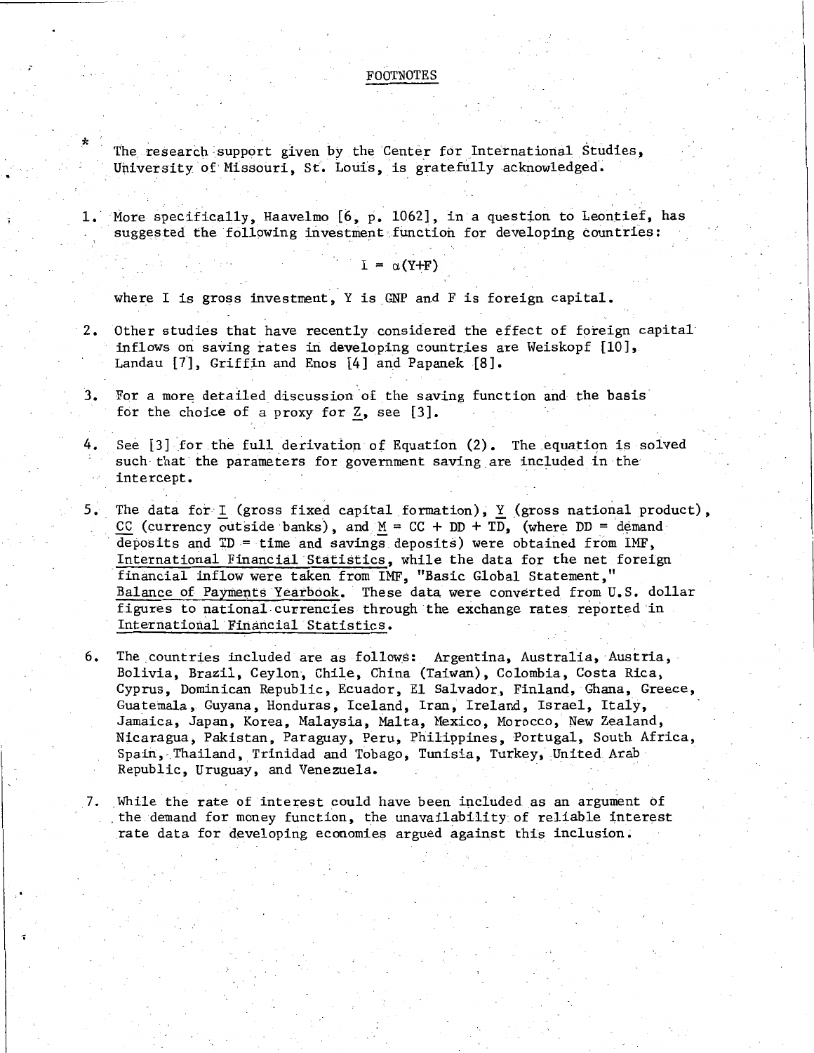# FOOTNOTES

\* The research support given by the Center for International Studies, University of Missouri, St. Louis, is gratefully acknowledged.

1. More specifically, Haavelmo [6, p. 1062], in a question to Leontief, has suggested the following investment function for developing countries:

$$I = \alpha(Y+F)$$

where I is gross investment, Y is GNP and F is foreign capital.

2. Other studies that have recently considered the effect of foreign capital inflows on saving rates in developing countries are Weiskopf [10], Landau [7], Griffin and Enos [4] and Papanek [8].

3. For a more detailed discussion of the saving function and the basis for the choice of a proxy for $\underline{Z}$, see [3].

4. See [3] for the full derivation of Equation (2). The equation is solved such that the parameters for government saving are included in the intercept.

5. The data for $\underline{I}$ (gross fixed capital formation), $\underline{Y}$ (gross national product), $\underline{CC}$ (currency outside banks), and $\underline{M} = CC + DD + TD$, (where DD = demand deposits and TD = time and savings deposits) were obtained from IMF, International Financial Statistics, while the data for the net foreign financial inflow were taken from IMF, "Basic Global Statement," Balance of Payments Yearbook. These data were converted from U.S. dollar figures to national currencies through the exchange rates reported in International Financial Statistics.

6. The countries included are as follows: Argentina, Australia, Austria, Bolivia, Brazil, Ceylon, Chile, China (Taiwan), Colombia, Costa Rica, Cyprus, Dominican Republic, Ecuador, El Salvador, Finland, Ghana, Greece, Guatemala, Guyana, Honduras, Iceland, Iran, Ireland, Israel, Italy, Jamaica, Japan, Korea, Malaysia, Malta, Mexico, Morocco, New Zealand, Nicaragua, Pakistan, Paraguay, Peru, Philippines, Portugal, South Africa, Spain, Thailand, Trinidad and Tobago, Tunisia, Turkey, United Arab Republic, Uruguay, and Venezuela.

7. While the rate of interest could have been included as an argument of the demand for money function, the unavailability of reliable interest rate data for developing economies argued against this inclusion.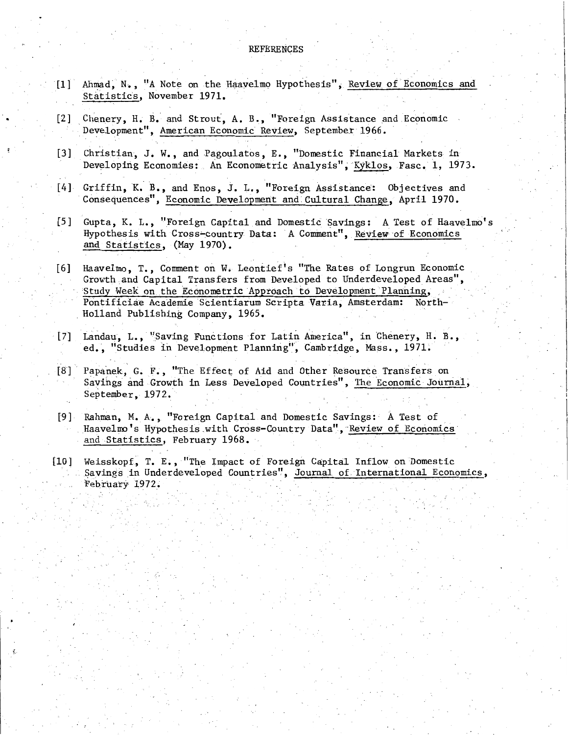# REFERENCES

[1] Ahmad, N., "A Note on the Haavelmo Hypothesis", Review of Economics and Statistics, November 1971.

[2] Chenery, H. B. and Strout, A. B., "Foreign Assistance and Economic Development", American Economic Review, September 1966.

[3] Christian, J. W., and Pagoulatos, E., "Domestic Financial Markets in Developing Economies: An Econometric Analysis", Kyklos, Fasc. 1, 1973.

[4] Griffin, K. B., and Enos, J. L., "Foreign Assistance: Objectives and Consequences", Economic Development and Cultural Change, April 1970.

[5] Gupta, K. L., "Foreign Capital and Domestic Savings: A Test of Haavelmo's Hypothesis with Cross-country Data: A Comment", Review of Economics and Statistics, (May 1970).

[6] Haavelmo, T., Comment on W. Leontief's "The Rates of Longrun Economic Growth and Capital Transfers from Developed to Underdeveloped Areas", Study Week on the Econometric Approach to Development Planning, Pontificiae Academie Scientiarum Scripta Varia, Amsterdam: North-Holland Publishing Company, 1965.

[7] Landau, L., "Saving Functions for Latin America", in Chenery, H. B., ed., "Studies in Development Planning", Cambridge, Mass., 1971.

[8] Papanek, G. F., "The Effect of Aid and Other Resource Transfers on Savings and Growth in Less Developed Countries", The Economic Journal, September, 1972.

[9] Rahman, M. A., "Foreign Capital and Domestic Savings: A Test of Haavelmo's Hypothesis with Cross-Country Data", Review of Economics and Statistics, February 1968.

[10] Weisskopf, T. E., "The Impact of Foreign Capital Inflow on Domestic Savings in Underdeveloped Countries", Journal of International Economics, February 1972.